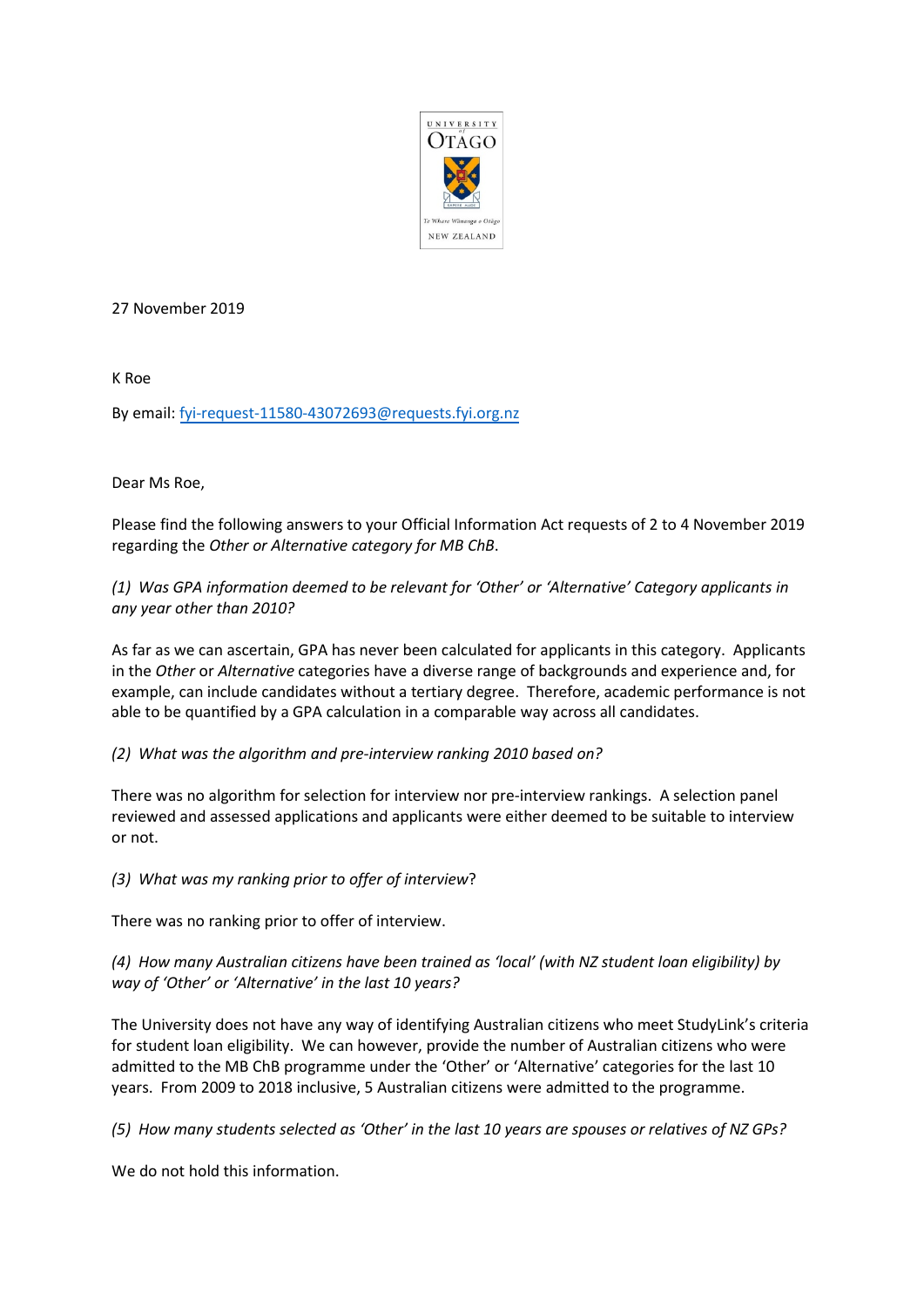27 November 2019

K Roe

By email: fyi-request-11580-43072693@requests.fyi.org.nz

Dear Ms Roe,

Please find the following answers to your Official Information Act requests of 2 to 4 November 2019 regarding the *Other or Alternative category for MB ChB*.

*(1) Was GPA information deemed to be relevant for 'Other' or 'Alternative' Category applicants in any year other than 2010?*

As far as we can ascertain, GPA has never been calculated for applicants in this category. Applicants in the *Other* or *Alternative* categories have a diverse range of backgrounds and experience and, for example, can include candidates without a tertiary degree. Therefore, academic performance is not able to be quantified by a GPA calculation in a comparable way across all candidates.

*(2) What was the algorithm and pre-interview ranking 2010 based on?*

There was no algorithm for selection for interview nor pre-interview rankings. A selection panel reviewed and assessed applications and applicants were either deemed to be suitable to interview or not.

*(3) What was my ranking prior to offer of interview*?

There was no ranking prior to offer of interview.

*(4) How many Australian citizens have been trained as 'local' (with NZ student loan eligibility) by way of 'Other' or 'Alternative' in the last 10 years?*

The University does not have any way of identifying Australian citizens who meet StudyLink's criteria for student loan eligibility. We can however, provide the number of Australian citizens who were admitted to the MB ChB programme under the 'Other' or 'Alternative' categories for the last 10 years. From 2009 to 2018 inclusive, 5 Australian citizens were admitted to the programme.

*(5) How many students selected as 'Other' in the last 10 years are spouses or relatives of NZ GPs?*

We do not hold this information.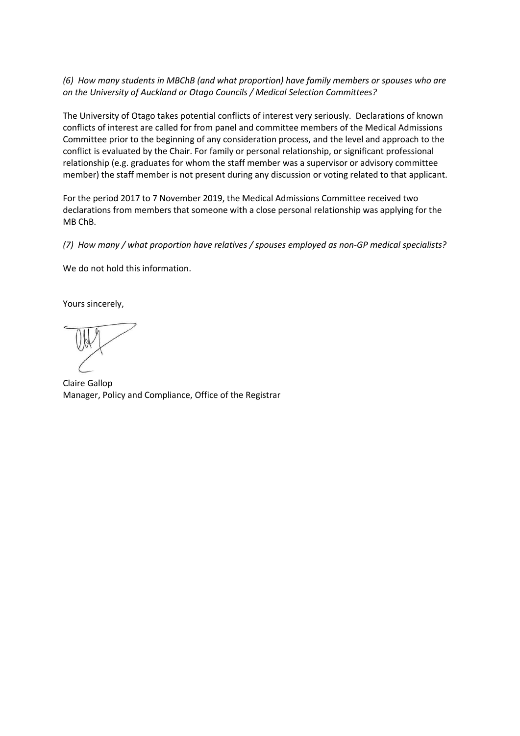*(6) How many students in MBChB (and what proportion) have family members or spouses who are on the University of Auckland or Otago Councils / Medical Selection Committees?*

The University of Otago takes potential conflicts of interest very seriously. Declarations of known conflicts of interest are called for from panel and committee members of the Medical Admissions Committee prior to the beginning of any consideration process, and the level and approach to the conflict is evaluated by the Chair. For family or personal relationship, or significant professional relationship (e.g. graduates for whom the staff member was a supervisor or advisory committee member) the staff member is not present during any discussion or voting related to that applicant.

For the period 2017 to 7 November 2019, the Medical Admissions Committee received two declarations from members that someone with a close personal relationship was applying for the MB ChB.

*(7) How many / what proportion have relatives / spouses employed as non-GP medical specialists?*

We do not hold this information.

Yours sincerely,

Claire Gallop
Manager, Policy and Compliance, Office of the Registrar